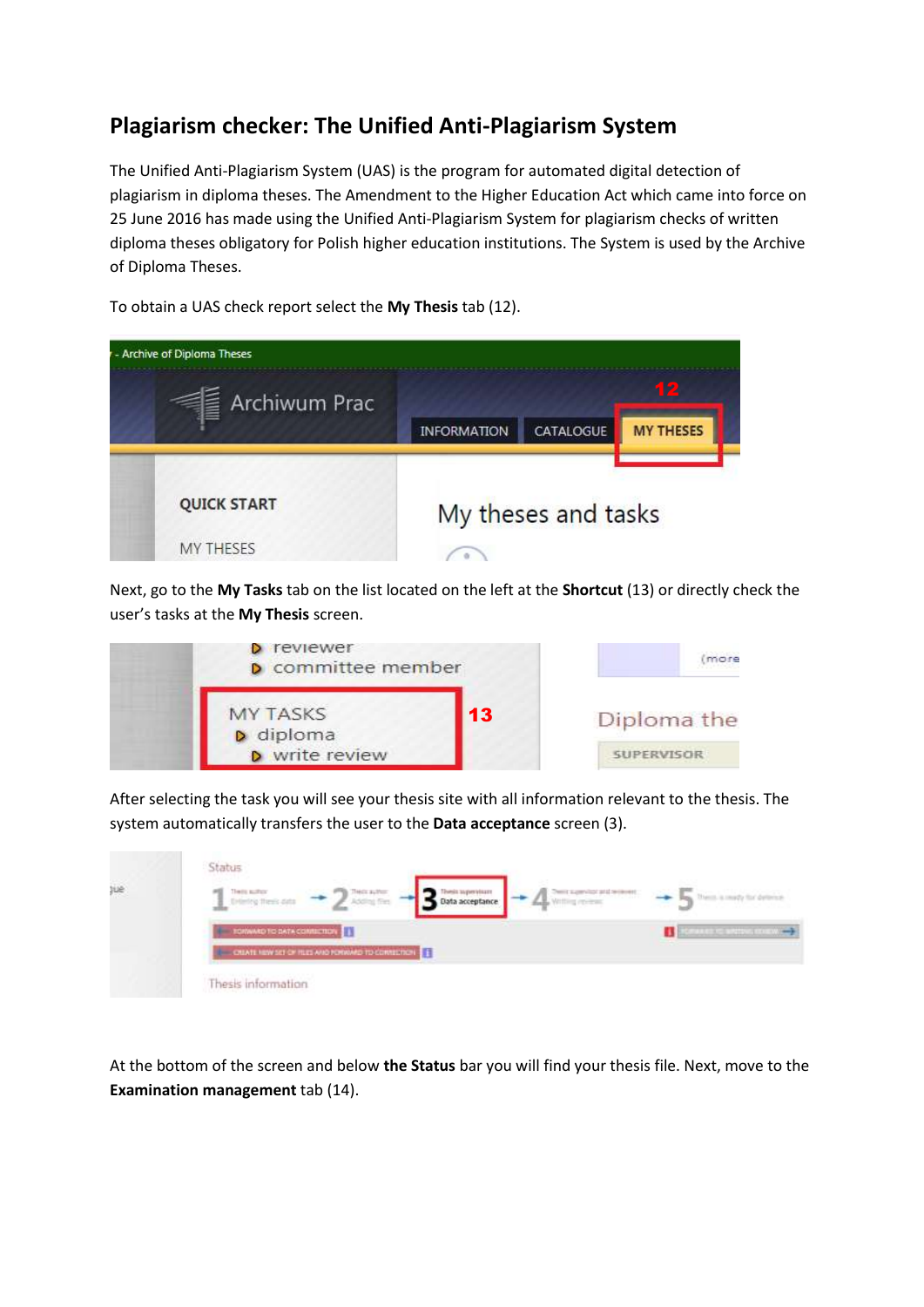## Plagiarism checker: The Unified Anti-Plagiarism System

The Unified Anti-Plagiarism System (UAS) is the program for automated digital detection of plagiarism in diploma theses. The Amendment to the Higher Education Act which came into force on 25 June 2016 has made using the Unified Anti-Plagiarism System for plagiarism checks of written diploma theses obligatory for Polish higher education institutions. The System is used by the Archive of Diploma Theses.

To obtain a UAS check report select the **My Thesis** tab (12).

Next, go to the **My Tasks** tab on the list located on the left at the **Shortcut** (13) or directly check the user's tasks at the **My Thesis** screen.

After selecting the task you will see your thesis site with all information relevant to the thesis. The system automatically transfers the user to the **Data acceptance** screen (3).

At the bottom of the screen and below **the Status** bar you will find your thesis file. Next, move to the **Examination management** tab (14).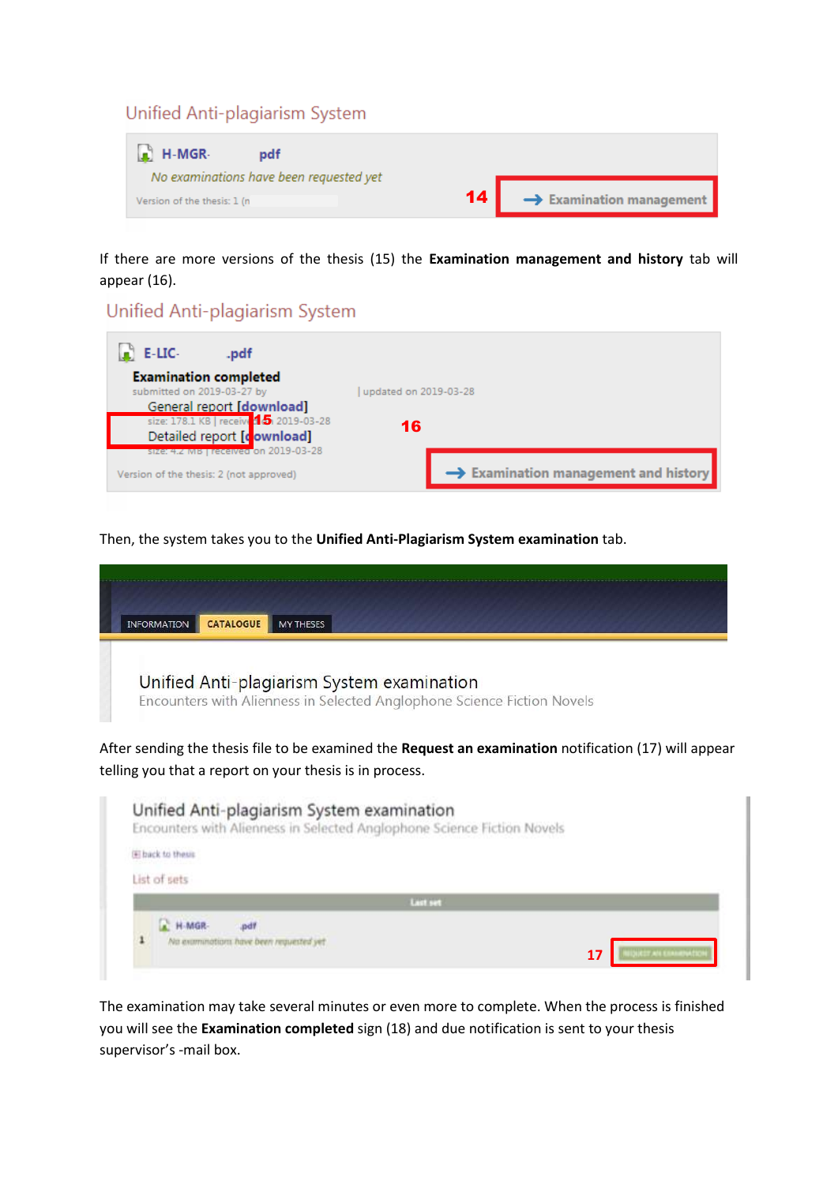Unified Anti-plagiarism System

H-MGR- pdf

*No examinations have been requested yet*

Version of the thesis: 1 (n

14 → Examination management

If there are more versions of the thesis (15) the **Examination management and history** tab will appear (16).

Unified Anti-plagiarism System

E-LIC- .pdf

**Examination completed**

submitted on 2019-03-27 by | updated on 2019-03-28

General report [download]

size: 178.1 KB | received 2019-03-28

15

Detailed report [download]

size: 4.2 MB | received on 2019-03-28

Version of the thesis: 2 (not approved)

16 → Examination management and history

Then, the system takes you to the **Unified Anti-Plagiarism System examination** tab.

INFORMATION | CATALOGUE | MY THESES

Unified Anti-plagiarism System examination

Encounters with Alienness in Selected Anglophone Science Fiction Novels

After sending the thesis file to be examined the **Request an examination** notification (17) will appear telling you that a report on your thesis is in process.

Unified Anti-plagiarism System examination

Encounters with Alienness in Selected Anglophone Science Fiction Novels

back to thesis

List of sets

Last set

1 H-MGR- pdf

*No examinations have been requested yet*

17 REQUEST AN EXAMINATION

The examination may take several minutes or even more to complete. When the process is finished you will see the **Examination completed** sign (18) and due notification is sent to your thesis supervisor's -mail box.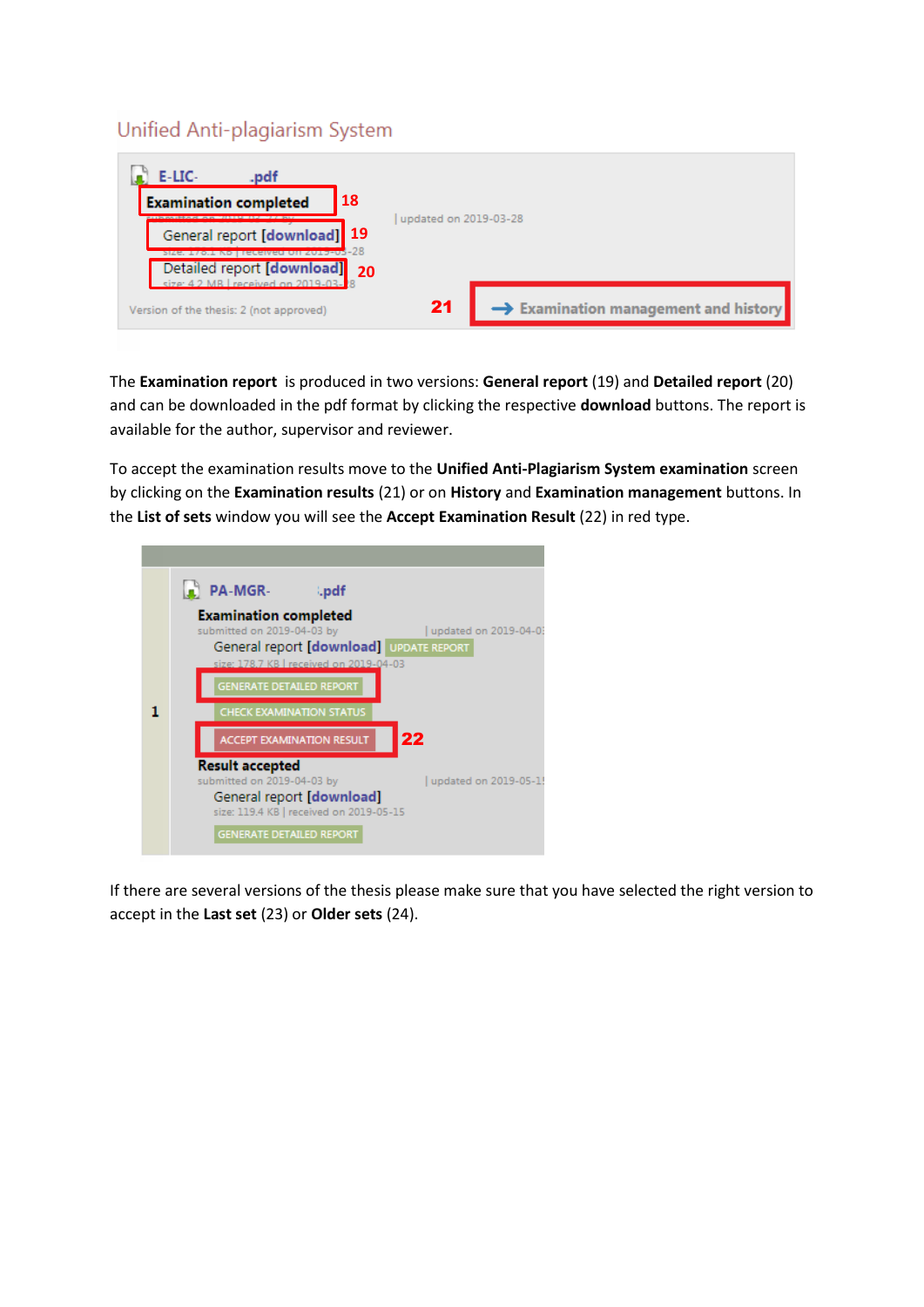The **Examination report** is produced in two versions: **General report** (19) and **Detailed report** (20) and can be downloaded in the pdf format by clicking the respective **download** buttons. The report is available for the author, supervisor and reviewer.

To accept the examination results move to the **Unified Anti-Plagiarism System examination** screen by clicking on the **Examination results** (21) or on **History** and **Examination management** buttons. In the **List of sets** window you will see the **Accept Examination Result** (22) in red type.

If there are several versions of the thesis please make sure that you have selected the right version to accept in the **Last set** (23) or **Older sets** (24).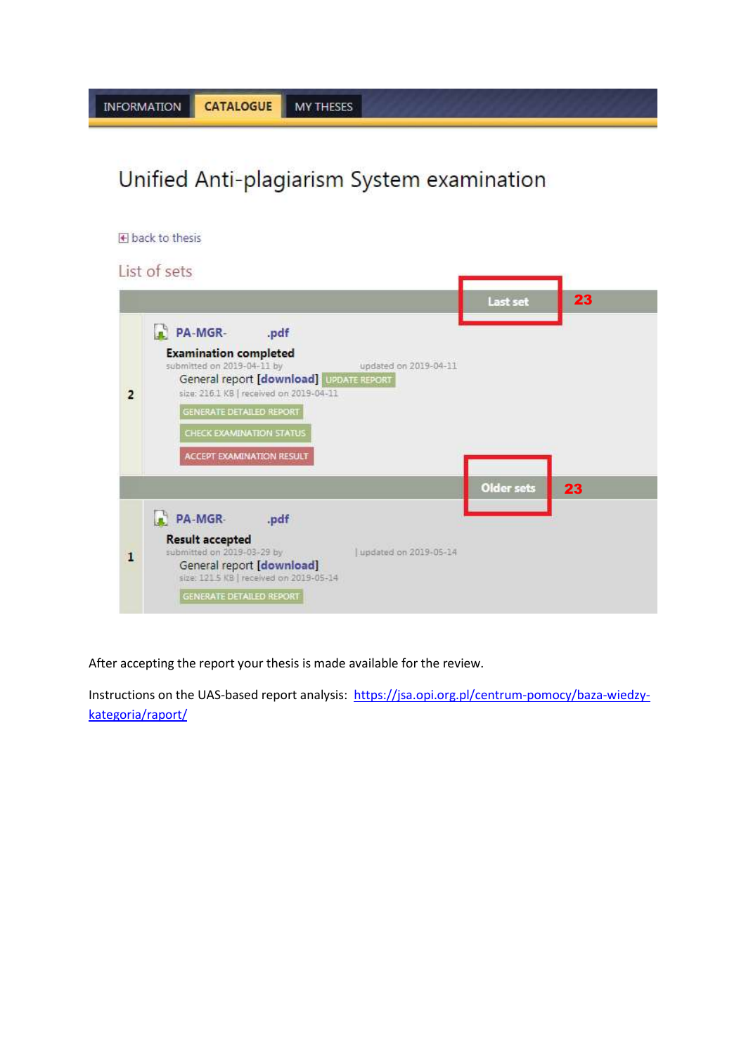INFORMATION | CATALOGUE | MY THESES

# Unified Anti-plagiarism System examination

back to thesis

## List of sets

**Last set** 23

**2**

PA-MGR- .pdf

**Examination completed**

submitted on 2019-04-11 by updated on 2019-04-11

General report [download] UPDATE REPORT

size: 216.1 KB | received on 2019-04-11

GENERATE DETAILED REPORT

CHECK EXAMINATION STATUS

ACCEPT EXAMINATION RESULT

**Older sets** 23

**1**

PA-MGR- .pdf

**Result accepted**

submitted on 2019-03-29 by | updated on 2019-05-14

General report [download]

size: 121.5 KB | received on 2019-05-14

GENERATE DETAILED REPORT

After accepting the report your thesis is made available for the review.

Instructions on the UAS-based report analysis: [https://jsa.opi.org.pl/centrum-pomocy/baza-wiedzy-kategoria/raport/](https://jsa.opi.org.pl/centrum-pomocy/baza-wiedzy-kategoria/raport/)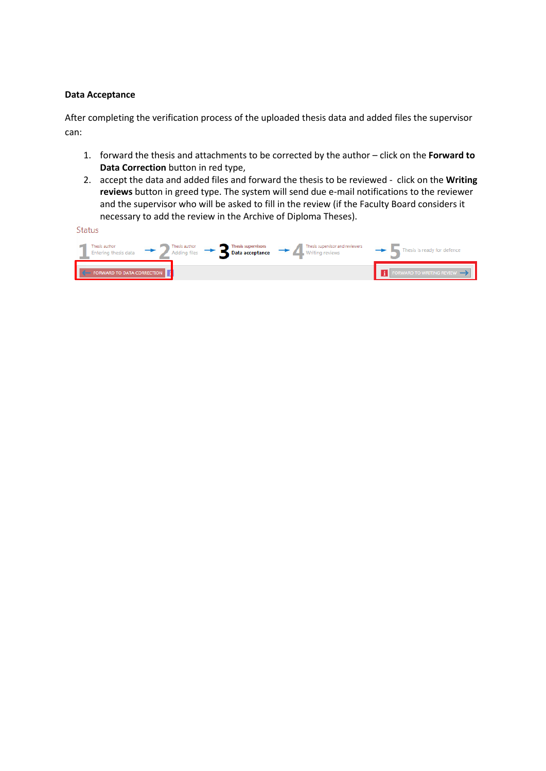**Data Acceptance**

After completing the verification process of the uploaded thesis data and added files the supervisor can:

1. forward the thesis and attachments to be corrected by the author – click on the **Forward to Data Correction** button in red type,
2. accept the data and added files and forward the thesis to be reviewed - click on the **Writing reviews** button in greed type. The system will send due e-mail notifications to the reviewer and the supervisor who will be asked to fill in the review (if the Faculty Board considers it necessary to add the review in the Archive of Diploma Theses).

Status

1 Thesis author Entering thesis data → 2 Thesis author Adding files → 3 Thesis supervisors Data acceptance → 4 Thesis supervisor and reviewers Writing reviews → 5 Thesis is ready for defence

FORWARD TO DATA CORRECTION

FORWARD TO WRITING REVIEW